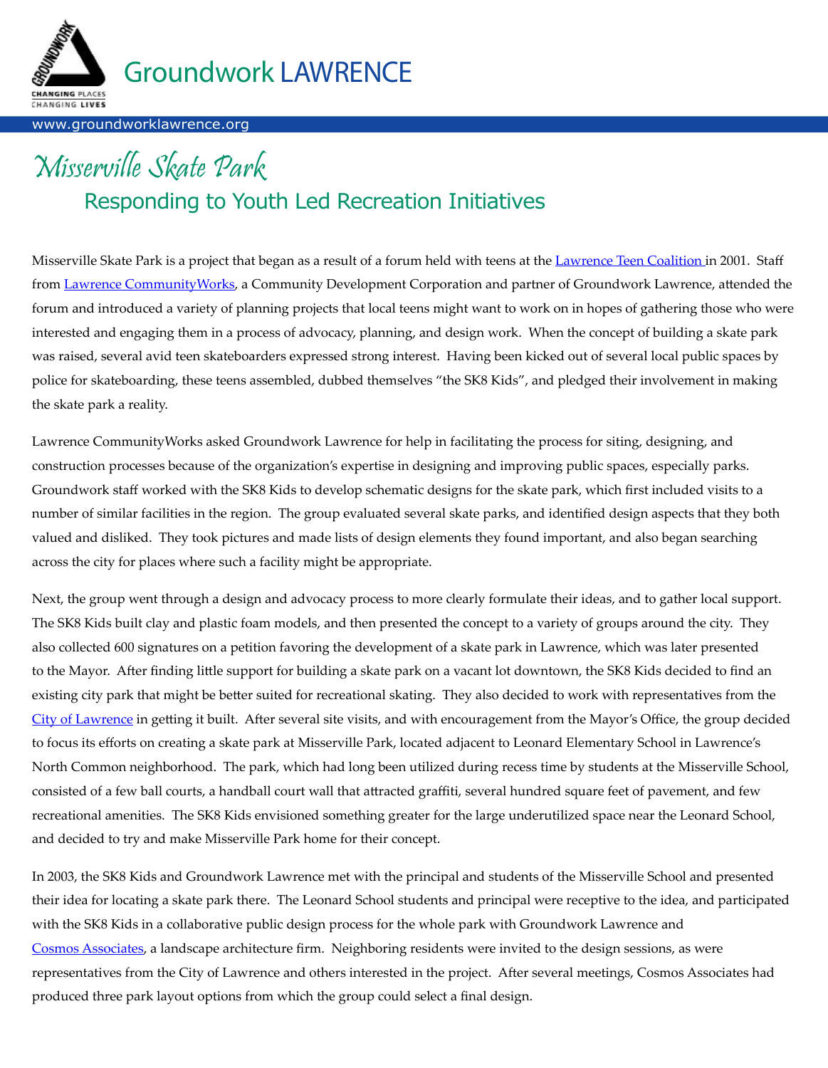Groundwork LAWRENCE

www.groundworklawrence.org

# Misserville Skate Park

## Responding to Youth Led Recreation Initiatives

Misserville Skate Park is a project that began as a result of a forum held with teens at the Lawrence Teen Coalition in 2001. Staff from Lawrence CommunityWorks, a Community Development Corporation and partner of Groundwork Lawrence, attended the forum and introduced a variety of planning projects that local teens might want to work on in hopes of gathering those who were interested and engaging them in a process of advocacy, planning, and design work. When the concept of building a skate park was raised, several avid teen skateboarders expressed strong interest. Having been kicked out of several local public spaces by police for skateboarding, these teens assembled, dubbed themselves "the SK8 Kids", and pledged their involvement in making the skate park a reality.

Lawrence CommunityWorks asked Groundwork Lawrence for help in facilitating the process for siting, designing, and construction processes because of the organization's expertise in designing and improving public spaces, especially parks. Groundwork staff worked with the SK8 Kids to develop schematic designs for the skate park, which first included visits to a number of similar facilities in the region. The group evaluated several skate parks, and identified design aspects that they both valued and disliked. They took pictures and made lists of design elements they found important, and also began searching across the city for places where such a facility might be appropriate.

Next, the group went through a design and advocacy process to more clearly formulate their ideas, and to gather local support. The SK8 Kids built clay and plastic foam models, and then presented the concept to a variety of groups around the city. They also collected 600 signatures on a petition favoring the development of a skate park in Lawrence, which was later presented to the Mayor. After finding little support for building a skate park on a vacant lot downtown, the SK8 Kids decided to find an existing city park that might be better suited for recreational skating. They also decided to work with representatives from the City of Lawrence in getting it built. After several site visits, and with encouragement from the Mayor's Office, the group decided to focus its efforts on creating a skate park at Misserville Park, located adjacent to Leonard Elementary School in Lawrence's North Common neighborhood. The park, which had long been utilized during recess time by students at the Misserville School, consisted of a few ball courts, a handball court wall that attracted graffiti, several hundred square feet of pavement, and few recreational amenities. The SK8 Kids envisioned something greater for the large underutilized space near the Leonard School, and decided to try and make Misserville Park home for their concept.

In 2003, the SK8 Kids and Groundwork Lawrence met with the principal and students of the Misserville School and presented their idea for locating a skate park there. The Leonard School students and principal were receptive to the idea, and participated with the SK8 Kids in a collaborative public design process for the whole park with Groundwork Lawrence and Cosmos Associates, a landscape architecture firm. Neighboring residents were invited to the design sessions, as were representatives from the City of Lawrence and others interested in the project. After several meetings, Cosmos Associates had produced three park layout options from which the group could select a final design.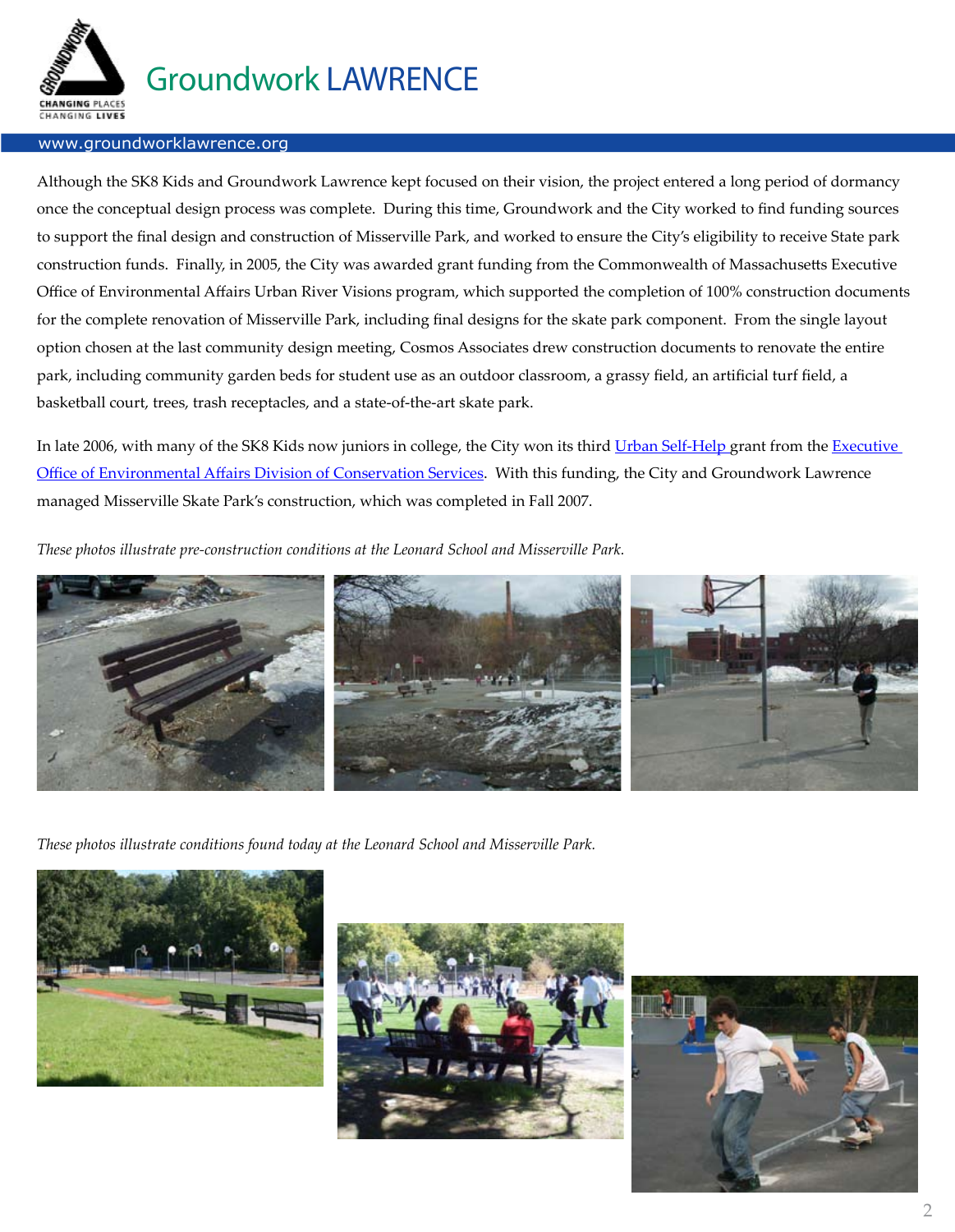Although the SK8 Kids and Groundwork Lawrence kept focused on their vision, the project entered a long period of dormancy once the conceptual design process was complete. During this time, Groundwork and the City worked to find funding sources to support the final design and construction of Misserville Park, and worked to ensure the City's eligibility to receive State park construction funds. Finally, in 2005, the City was awarded grant funding from the Commonwealth of Massachusetts Executive Office of Environmental Affairs Urban River Visions program, which supported the completion of 100% construction documents for the complete renovation of Misserville Park, including final designs for the skate park component. From the single layout option chosen at the last community design meeting, Cosmos Associates drew construction documents to renovate the entire park, including community garden beds for student use as an outdoor classroom, a grassy field, an artificial turf field, a basketball court, trees, trash receptacles, and a state-of-the-art skate park.

In late 2006, with many of the SK8 Kids now juniors in college, the City won its third Urban Self-Help grant from the Executive Office of Environmental Affairs Division of Conservation Services. With this funding, the City and Groundwork Lawrence managed Misserville Skate Park's construction, which was completed in Fall 2007.

*These photos illustrate pre-construction conditions at the Leonard School and Misserville Park.*

*These photos illustrate conditions found today at the Leonard School and Misserville Park.*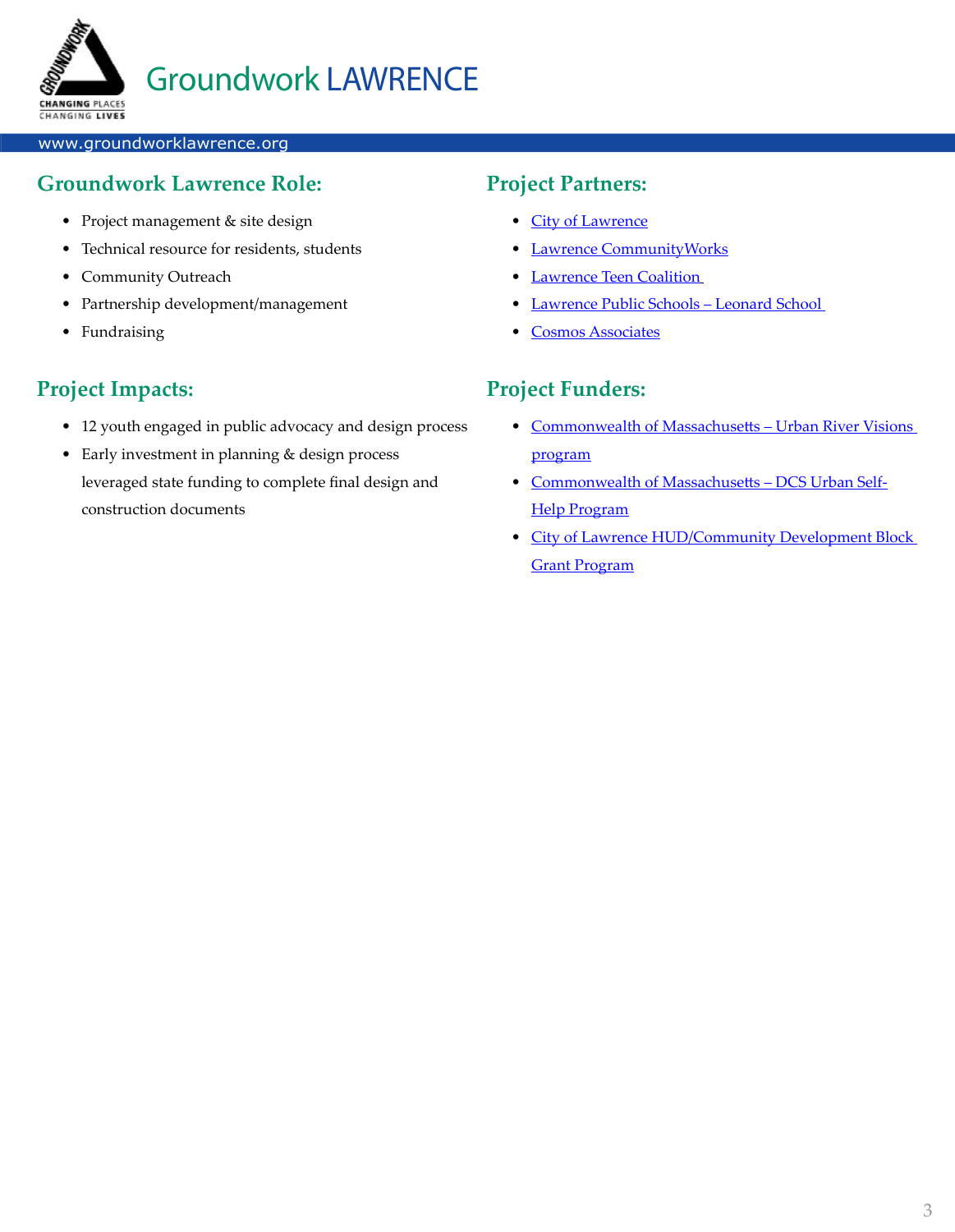# Groundwork LAWRENCE

www.groundworklawrence.org

## Groundwork Lawrence Role:

- Project management & site design
- Technical resource for residents, students
- Community Outreach
- Partnership development/management
- Fundraising

## Project Impacts:

- 12 youth engaged in public advocacy and design process
- Early investment in planning & design process leveraged state funding to complete final design and construction documents

## Project Partners:

- City of Lawrence
- Lawrence CommunityWorks
- Lawrence Teen Coalition
- Lawrence Public Schools – Leonard School
- Cosmos Associates

## Project Funders:

- Commonwealth of Massachusetts – Urban River Visions program
- Commonwealth of Massachusetts – DCS Urban Self-Help Program
- City of Lawrence HUD/Community Development Block Grant Program